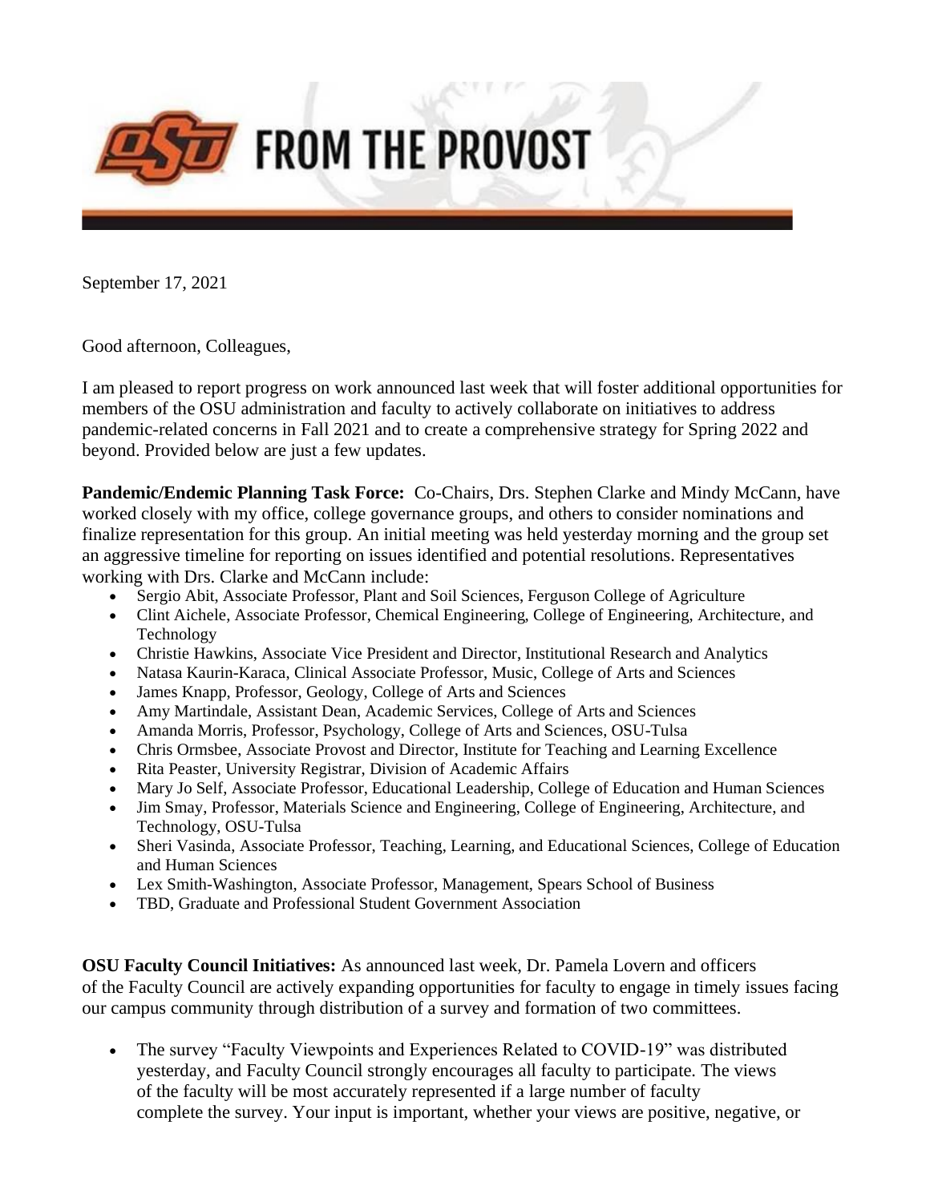# FROM THE PROVOST

September 17, 2021

Good afternoon, Colleagues,

I am pleased to report progress on work announced last week that will foster additional opportunities for members of the OSU administration and faculty to actively collaborate on initiatives to address pandemic-related concerns in Fall 2021 and to create a comprehensive strategy for Spring 2022 and beyond. Provided below are just a few updates.

**Pandemic/Endemic Planning Task Force:** Co-Chairs, Drs. Stephen Clarke and Mindy McCann, have worked closely with my office, college governance groups, and others to consider nominations and finalize representation for this group. An initial meeting was held yesterday morning and the group set an aggressive timeline for reporting on issues identified and potential resolutions. Representatives working with Drs. Clarke and McCann include:

- Sergio Abit, Associate Professor, Plant and Soil Sciences, Ferguson College of Agriculture
- Clint Aichele, Associate Professor, Chemical Engineering, College of Engineering, Architecture, and Technology
- Christie Hawkins, Associate Vice President and Director, Institutional Research and Analytics
- Natasa Kaurin-Karaca, Clinical Associate Professor, Music, College of Arts and Sciences
- James Knapp, Professor, Geology, College of Arts and Sciences
- Amy Martindale, Assistant Dean, Academic Services, College of Arts and Sciences
- Amanda Morris, Professor, Psychology, College of Arts and Sciences, OSU-Tulsa
- Chris Ormsbee, Associate Provost and Director, Institute for Teaching and Learning Excellence
- Rita Peaster, University Registrar, Division of Academic Affairs
- Mary Jo Self, Associate Professor, Educational Leadership, College of Education and Human Sciences
- Jim Smay, Professor, Materials Science and Engineering, College of Engineering, Architecture, and Technology, OSU-Tulsa
- Sheri Vasinda, Associate Professor, Teaching, Learning, and Educational Sciences, College of Education and Human Sciences
- Lex Smith-Washington, Associate Professor, Management, Spears School of Business
- TBD, Graduate and Professional Student Government Association

**OSU Faculty Council Initiatives:** As announced last week, Dr. Pamela Lovern and officers of the Faculty Council are actively expanding opportunities for faculty to engage in timely issues facing our campus community through distribution of a survey and formation of two committees.

- The survey "Faculty Viewpoints and Experiences Related to COVID-19" was distributed yesterday, and Faculty Council strongly encourages all faculty to participate. The views of the faculty will be most accurately represented if a large number of faculty complete the survey. Your input is important, whether your views are positive, negative, or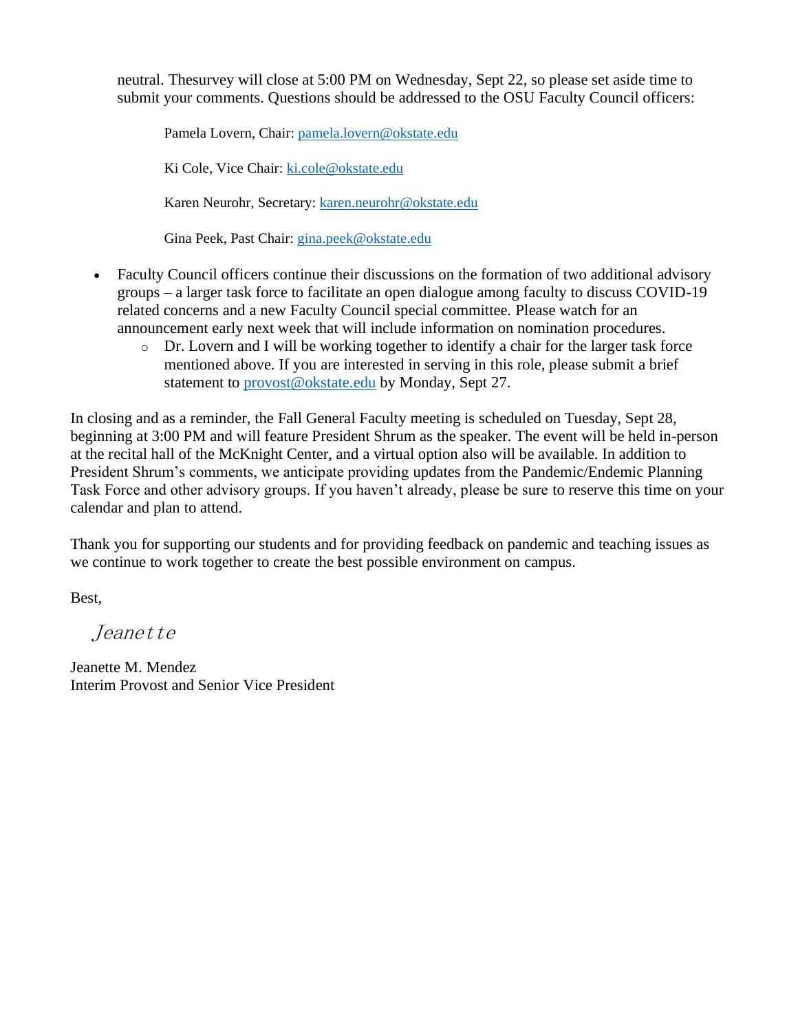neutral. Thesurvey will close at 5:00 PM on Wednesday, Sept 22, so please set aside time to submit your comments. Questions should be addressed to the OSU Faculty Council officers:

Pamela Lovern, Chair: pamela.lovern@okstate.edu

Ki Cole, Vice Chair: ki.cole@okstate.edu

Karen Neurohr, Secretary: karen.neurohr@okstate.edu

Gina Peek, Past Chair: gina.peek@okstate.edu

- Faculty Council officers continue their discussions on the formation of two additional advisory groups – a larger task force to facilitate an open dialogue among faculty to discuss COVID-19 related concerns and a new Faculty Council special committee. Please watch for an announcement early next week that will include information on nomination procedures.
  - Dr. Lovern and I will be working together to identify a chair for the larger task force mentioned above. If you are interested in serving in this role, please submit a brief statement to provost@okstate.edu by Monday, Sept 27.

In closing and as a reminder, the Fall General Faculty meeting is scheduled on Tuesday, Sept 28, beginning at 3:00 PM and will feature President Shrum as the speaker. The event will be held in-person at the recital hall of the McKnight Center, and a virtual option also will be available. In addition to President Shrum's comments, we anticipate providing updates from the Pandemic/Endemic Planning Task Force and other advisory groups. If you haven't already, please be sure to reserve this time on your calendar and plan to attend.

Thank you for supporting our students and for providing feedback on pandemic and teaching issues as we continue to work together to create the best possible environment on campus.

Best,

*Jeanette*

Jeanette M. Mendez
Interim Provost and Senior Vice President